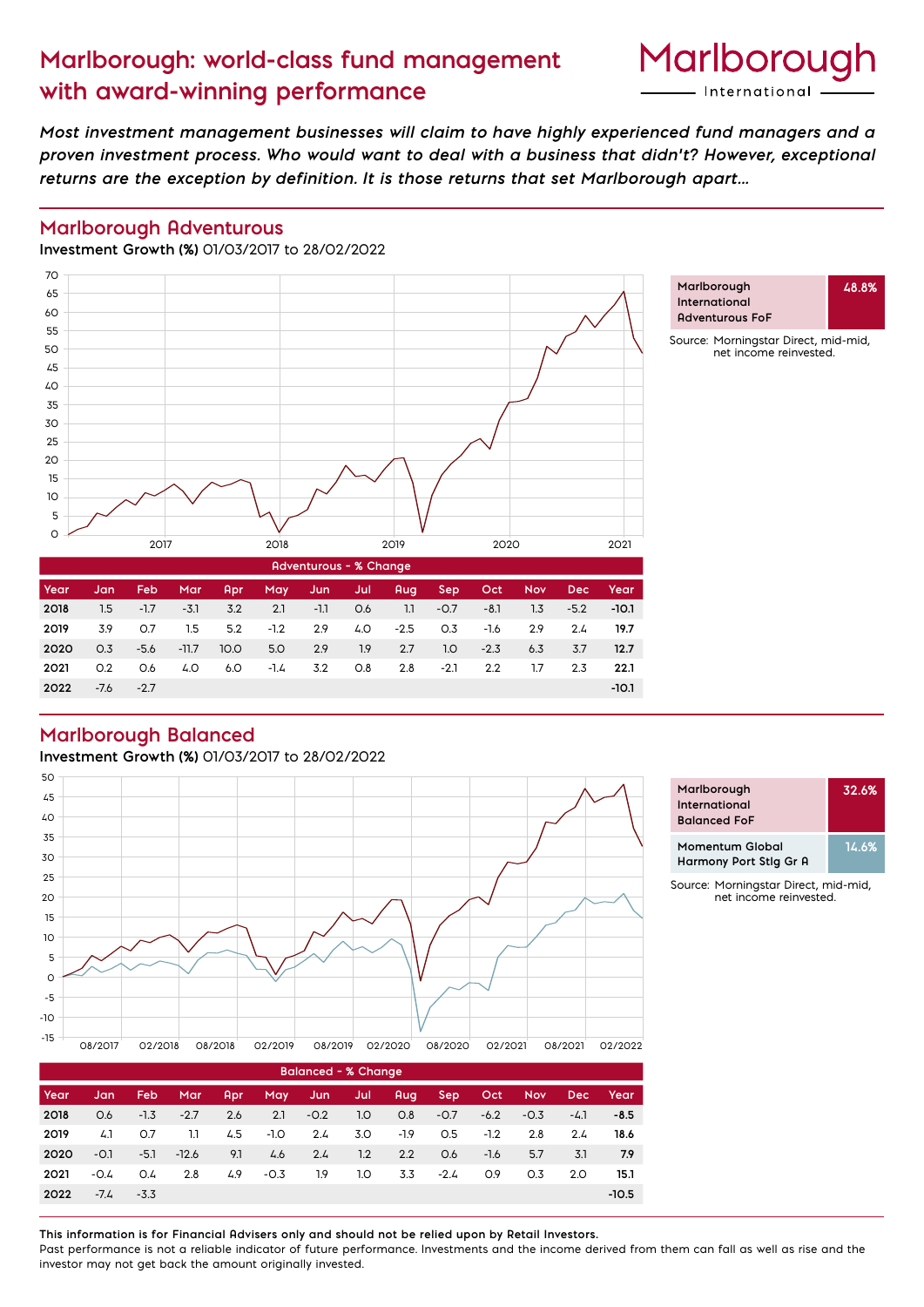# Marlborough: world-class fund management with award-winning performance

Marlborough International

*Most investment management businesses will claim to have highly experienced fund managers and a proven investment process. Who would want to deal with a business that didn't? However, exceptional returns are the exception by definition. It is those returns that set Marlborough apart...*

## Marlborough Adventurous

**Investment Growth (%)** 01/03/2017 to 28/02/2022

| Fund | Growth |
|---|---|
| Marlborough International Adventurous FoF | 48.8% |

Source: Morningstar Direct, mid-mid, net income reinvested.

| Adventurous - % Change | | | | | | | | | | | | | |
|---|---|---|---|---|---|---|---|---|---|---|---|---|---|
| Year | Jan | Feb | Mar | Apr | May | Jun | Jul | Aug | Sep | Oct | Nov | Dec | Year |
| **2018** | 1.5 | -1.7 | -3.1 | 3.2 | 2.1 | -1.1 | 0.6 | 1.1 | -0.7 | -8.1 | 1.3 | -5.2 | **-10.1** |
| **2019** | 3.9 | 0.7 | 1.5 | 5.2 | -1.2 | 2.9 | 4.0 | -2.5 | 0.3 | -1.6 | 2.9 | 2.4 | **19.7** |
| **2020** | 0.3 | -5.6 | -11.7 | 10.0 | 5.0 | 2.9 | 1.9 | 2.7 | 1.0 | -2.3 | 6.3 | 3.7 | **12.7** |
| **2021** | 0.2 | 0.6 | 4.0 | 6.0 | -1.4 | 3.2 | 0.8 | 2.8 | -2.1 | 2.2 | 1.7 | 2.3 | **22.1** |
| **2022** | -7.6 | -2.7 | | | | | | | | | | | **-10.1** |

## Marlborough Balanced

**Investment Growth (%)** 01/03/2017 to 28/02/2022

| Fund | Growth |
|---|---|
| Marlborough International Balanced FoF | 32.6% |
| Momentum Global Harmony Port Stlg Gr A | 14.6% |

Source: Morningstar Direct, mid-mid, net income reinvested.

| Balanced - % Change | | | | | | | | | | | | | |
|---|---|---|---|---|---|---|---|---|---|---|---|---|---|
| Year | Jan | Feb | Mar | Apr | May | Jun | Jul | Aug | Sep | Oct | Nov | Dec | Year |
| **2018** | 0.6 | -1.3 | -2.7 | 2.6 | 2.1 | -0.2 | 1.0 | 0.8 | -0.7 | -6.2 | -0.3 | -4.1 | **-8.5** |
| **2019** | 4.1 | 0.7 | 1.1 | 4.5 | -1.0 | 2.4 | 3.0 | -1.9 | 0.5 | -1.2 | 2.8 | 2.4 | **18.6** |
| **2020** | -0.1 | -5.1 | -12.6 | 9.1 | 4.6 | 2.4 | 1.2 | 2.2 | 0.6 | -1.6 | 5.7 | 3.1 | **7.9** |
| **2021** | -0.4 | 0.4 | 2.8 | 4.9 | -0.3 | 1.9 | 1.0 | 3.3 | -2.4 | 0.9 | 0.3 | 2.0 | **15.1** |
| **2022** | -7.4 | -3.3 | | | | | | | | | | | **-10.5** |

**This information is for Financial Advisers only and should not be relied upon by Retail Investors.**
Past performance is not a reliable indicator of future performance. Investments and the income derived from them can fall as well as rise and the investor may not get back the amount originally invested.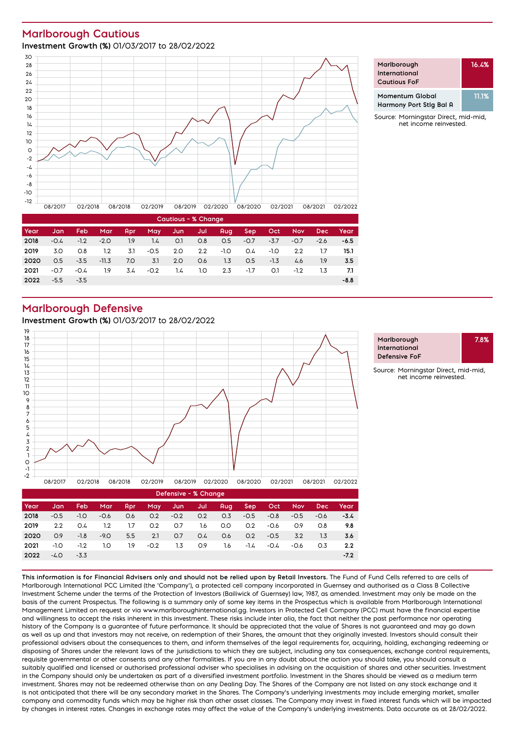## Marlborough Cautious

**Investment Growth (%)** 01/03/2017 to 28/02/2022

30
28
26
24
22
20
18
16
14
12
10
0
-2
-4
-6
-8
-10
-12

08/2017 02/2018 08/2018 02/2019 08/2019 02/2020 08/2020 02/2021 08/2021 02/2022

| | |
|---|---|
| Marlborough International Cautious FoF | 16.4% |
| Momentum Global Harmony Port Stlg Bal A | 11.1% |

Source: Morningstar Direct, mid-mid, net income reinvested.

| Cautious - % Change | | | | | | | | | | | | | |
|---|---|---|---|---|---|---|---|---|---|---|---|---|---|
| Year | Jan | Feb | Mar | Apr | May | Jun | Jul | Aug | Sep | Oct | Nov | Dec | Year |
| **2018** | -0.4 | -1.2 | -2.0 | 1.9 | 1.4 | 0.1 | 0.8 | 0.5 | -0.7 | -3.7 | -0.7 | -2.6 | **-6.5** |
| **2019** | 3.0 | 0.8 | 1.2 | 3.1 | -0.5 | 2.0 | 2.2 | -1.0 | 0.4 | -1.0 | 2.2 | 1.7 | **15.1** |
| **2020** | 0.5 | -3.5 | -11.3 | 7.0 | 3.1 | 2.0 | 0.6 | 1.3 | 0.5 | -1.3 | 4.6 | 1.9 | **3.5** |
| **2021** | -0.7 | -0.4 | 1.9 | 3.4 | -0.2 | 1.4 | 1.0 | 2.3 | -1.7 | 0.1 | -1.2 | 1.3 | **7.1** |
| **2022** | -5.5 | -3.5 | | | | | | | | | | | **-8.8** |

## Marlborough Defensive

**Investment Growth (%)** 01/03/2017 to 28/02/2022

19
18
17
16
15
14
13
12
11
10
9
8
7
6
5
4
3
2
1
0
-1
-2

08/2017 02/2018 08/2018 02/2019 08/2019 02/2020 08/2020 02/2021 08/2021 02/2022

| | |
|---|---|
| Marlborough International Defensive FoF | 7.8% |

Source: Morningstar Direct, mid-mid, net income reinvested.

| Defensive - % Change | | | | | | | | | | | | | |
|---|---|---|---|---|---|---|---|---|---|---|---|---|---|
| Year | Jan | Feb | Mar | Apr | May | Jun | Jul | Aug | Sep | Oct | Nov | Dec | Year |
| **2018** | -0.5 | -1.0 | -0.6 | 0.6 | 0.2 | -0.2 | 0.2 | 0.3 | -0.5 | -0.8 | -0.5 | -0.6 | **-3.4** |
| **2019** | 2.2 | 0.4 | 1.2 | 1.7 | 0.2 | 0.7 | 1.6 | 0.0 | 0.2 | -0.6 | 0.9 | 0.8 | **9.8** |
| **2020** | 0.9 | -1.8 | -9.0 | 5.5 | 2.1 | 0.7 | 0.4 | 0.6 | 0.2 | -0.5 | 3.2 | 1.3 | **3.6** |
| **2021** | -1.0 | -1.2 | 1.0 | 1.9 | -0.2 | 1.3 | 0.9 | 1.6 | -1.4 | -0.4 | -0.6 | 0.3 | **2.2** |
| **2022** | -4.0 | -3.3 | | | | | | | | | | | **-7.2** |

**This information is for Financial Advisers only and should not be relied upon by Retail Investors.** The Fund of Fund Cells referred to are cells of Marlborough International PCC Limited (the 'Company'), a protected cell company incorporated in Guernsey and authorised as a Class B Collective Investment Scheme under the terms of the Protection of Investors (Bailiwick of Guernsey) law, 1987, as amended. Investment may only be made on the basis of the current Prospectus. The following is a summary only of some key items in the Prospectus which is available from Marlborough International Management Limited on request or via www.marlboroughinternational.gg. Investors in Protected Cell Company (PCC) must have the financial expertise and willingness to accept the risks inherent in this investment. These risks include inter alia, the fact that neither the past performance nor operating history of the Company is a guarantee of future performance. It should be appreciated that the value of Shares is not guaranteed and may go down as well as up and that investors may not receive, on redemption of their Shares, the amount that they originally invested. Investors should consult their professional advisers about the consequences to them, and inform themselves of the legal requirements for, acquiring, holding, exchanging redeeming or disposing of Shares under the relevant laws of the jurisdictions to which they are subject, including any tax consequences, exchange control requirements, requisite governmental or other consents and any other formalities. If you are in any doubt about the action you should take, you should consult a suitably qualified and licensed or authorised professional adviser who specialises in advising on the acquisition of shares and other securities. Investment in the Company should only be undertaken as part of a diversified investment portfolio. Investment in the Shares should be viewed as a medium term investment. Shares may not be redeemed otherwise than on any Dealing Day. The Shares of the Company are not listed on any stock exchange and it is not anticipated that there will be any secondary market in the Shares. The Company's underlying investments may include emerging market, smaller company and commodity funds which may be higher risk than other asset classes. The Company may invest in fixed interest funds which will be impacted by changes in interest rates. Changes in exchange rates may affect the value of the Company's underlying investments. Data accurate as at 28/02/2022.